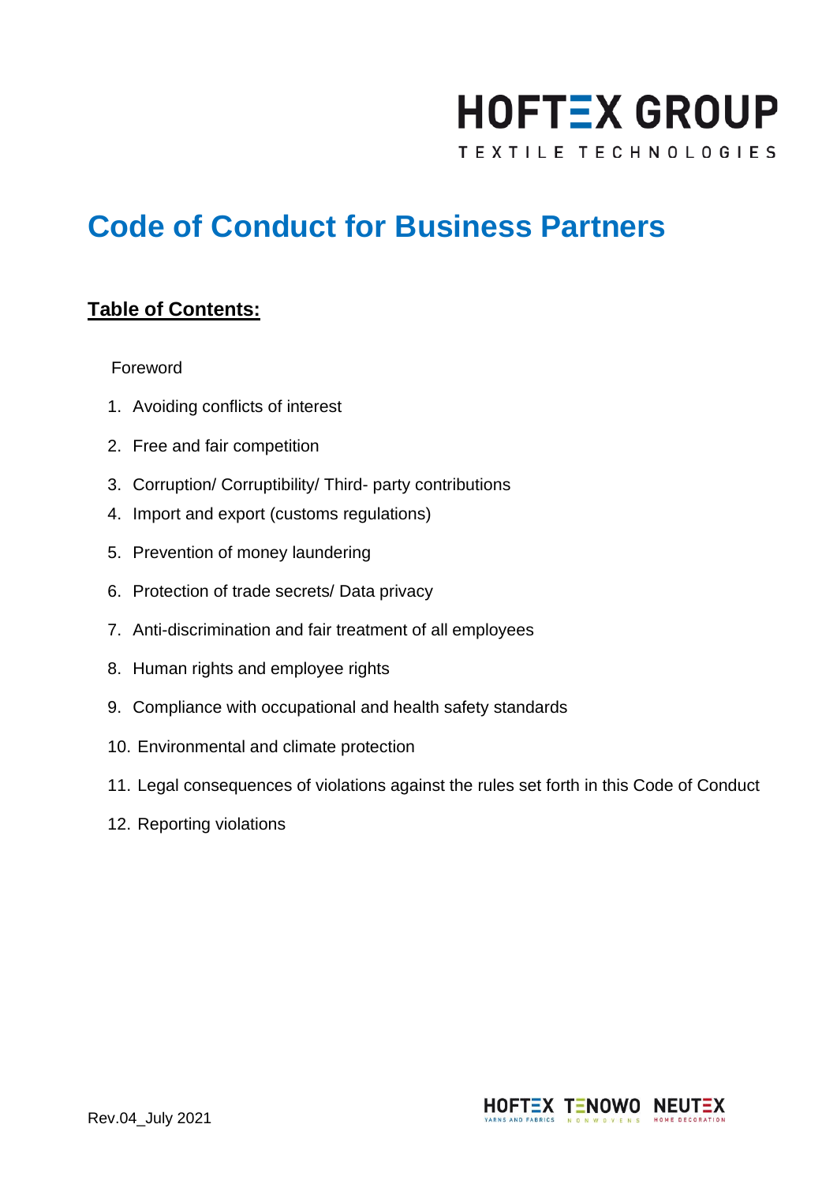HOFTEX GROUP

TEXTILE TECHNOLOGIES

# Code of Conduct for Business Partners

## Table of Contents:

Foreword

1. Avoiding conflicts of interest
2. Free and fair competition
3. Corruption/ Corruptibility/ Third- party contributions
4. Import and export (customs regulations)
5. Prevention of money laundering
6. Protection of trade secrets/ Data privacy
7. Anti-discrimination and fair treatment of all employees
8. Human rights and employee rights
9. Compliance with occupational and health safety standards
10. Environmental and climate protection
11. Legal consequences of violations against the rules set forth in this Code of Conduct
12. Reporting violations

Rev.04_July 2021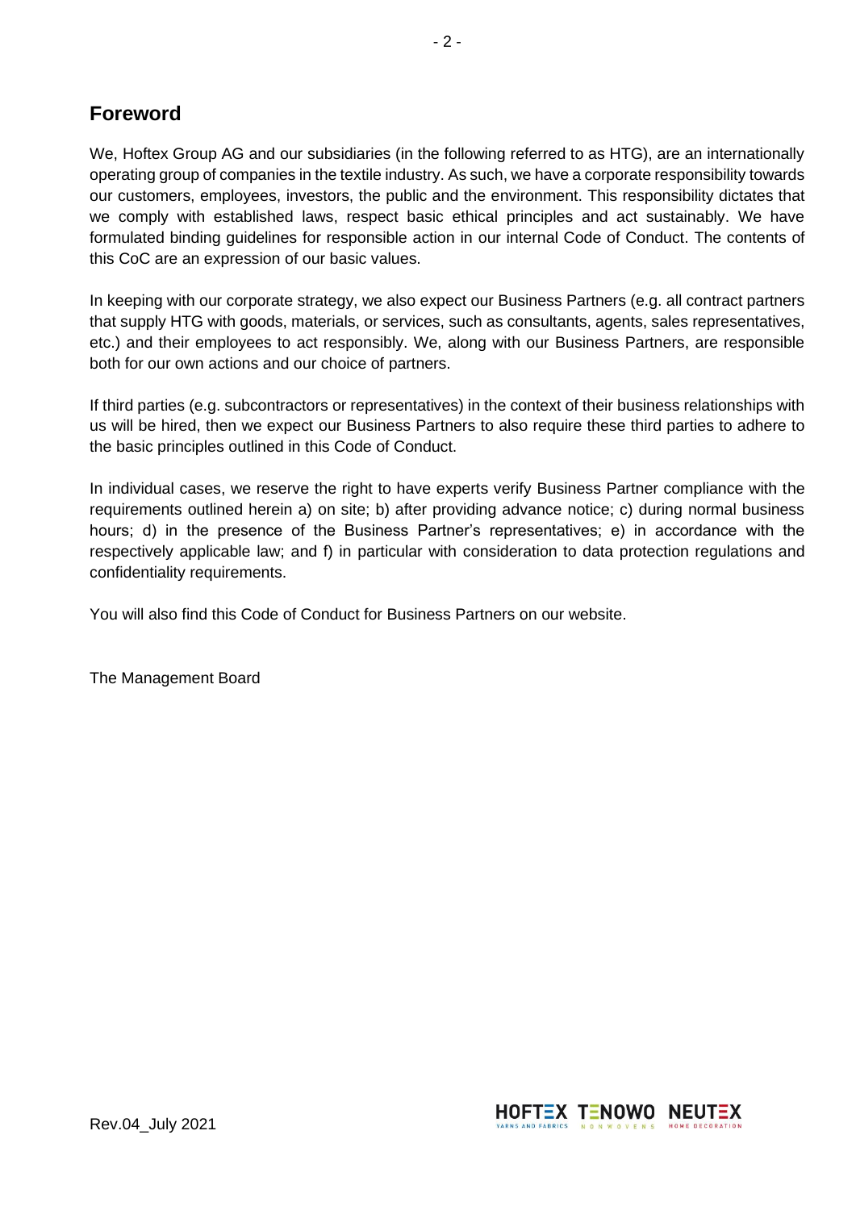## Foreword

We, Hoftex Group AG and our subsidiaries (in the following referred to as HTG), are an internationally operating group of companies in the textile industry. As such, we have a corporate responsibility towards our customers, employees, investors, the public and the environment. This responsibility dictates that we comply with established laws, respect basic ethical principles and act sustainably. We have formulated binding guidelines for responsible action in our internal Code of Conduct. The contents of this CoC are an expression of our basic values.

In keeping with our corporate strategy, we also expect our Business Partners (e.g. all contract partners that supply HTG with goods, materials, or services, such as consultants, agents, sales representatives, etc.) and their employees to act responsibly. We, along with our Business Partners, are responsible both for our own actions and our choice of partners.

If third parties (e.g. subcontractors or representatives) in the context of their business relationships with us will be hired, then we expect our Business Partners to also require these third parties to adhere to the basic principles outlined in this Code of Conduct.

In individual cases, we reserve the right to have experts verify Business Partner compliance with the requirements outlined herein a) on site; b) after providing advance notice; c) during normal business hours; d) in the presence of the Business Partner's representatives; e) in accordance with the respectively applicable law; and f) in particular with consideration to data protection regulations and confidentiality requirements.

You will also find this Code of Conduct for Business Partners on our website.

The Management Board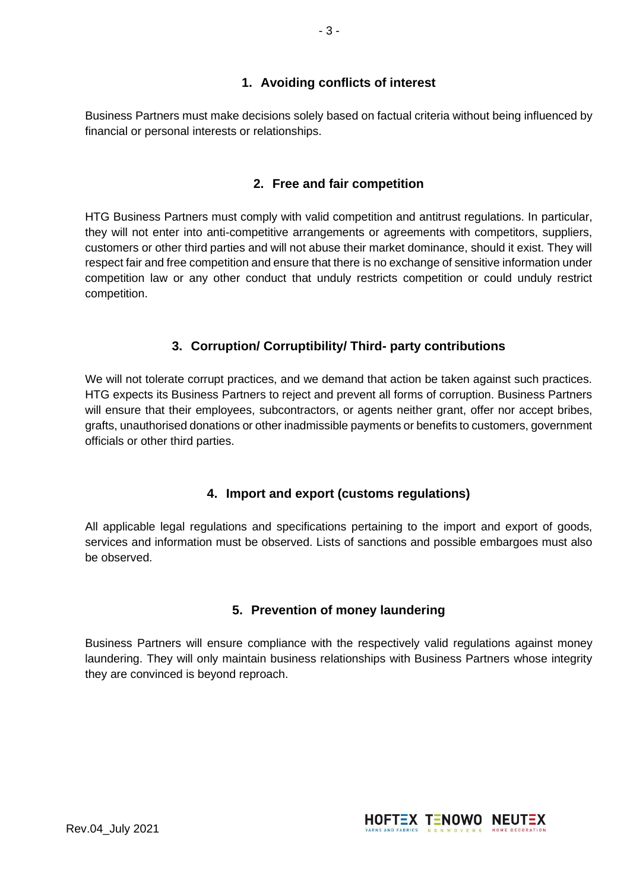## 1. Avoiding conflicts of interest

Business Partners must make decisions solely based on factual criteria without being influenced by financial or personal interests or relationships.

## 2. Free and fair competition

HTG Business Partners must comply with valid competition and antitrust regulations. In particular, they will not enter into anti-competitive arrangements or agreements with competitors, suppliers, customers or other third parties and will not abuse their market dominance, should it exist. They will respect fair and free competition and ensure that there is no exchange of sensitive information under competition law or any other conduct that unduly restricts competition or could unduly restrict competition.

## 3. Corruption/ Corruptibility/ Third- party contributions

We will not tolerate corrupt practices, and we demand that action be taken against such practices. HTG expects its Business Partners to reject and prevent all forms of corruption. Business Partners will ensure that their employees, subcontractors, or agents neither grant, offer nor accept bribes, grafts, unauthorised donations or other inadmissible payments or benefits to customers, government officials or other third parties.

## 4. Import and export (customs regulations)

All applicable legal regulations and specifications pertaining to the import and export of goods, services and information must be observed. Lists of sanctions and possible embargoes must also be observed.

## 5. Prevention of money laundering

Business Partners will ensure compliance with the respectively valid regulations against money laundering. They will only maintain business relationships with Business Partners whose integrity they are convinced is beyond reproach.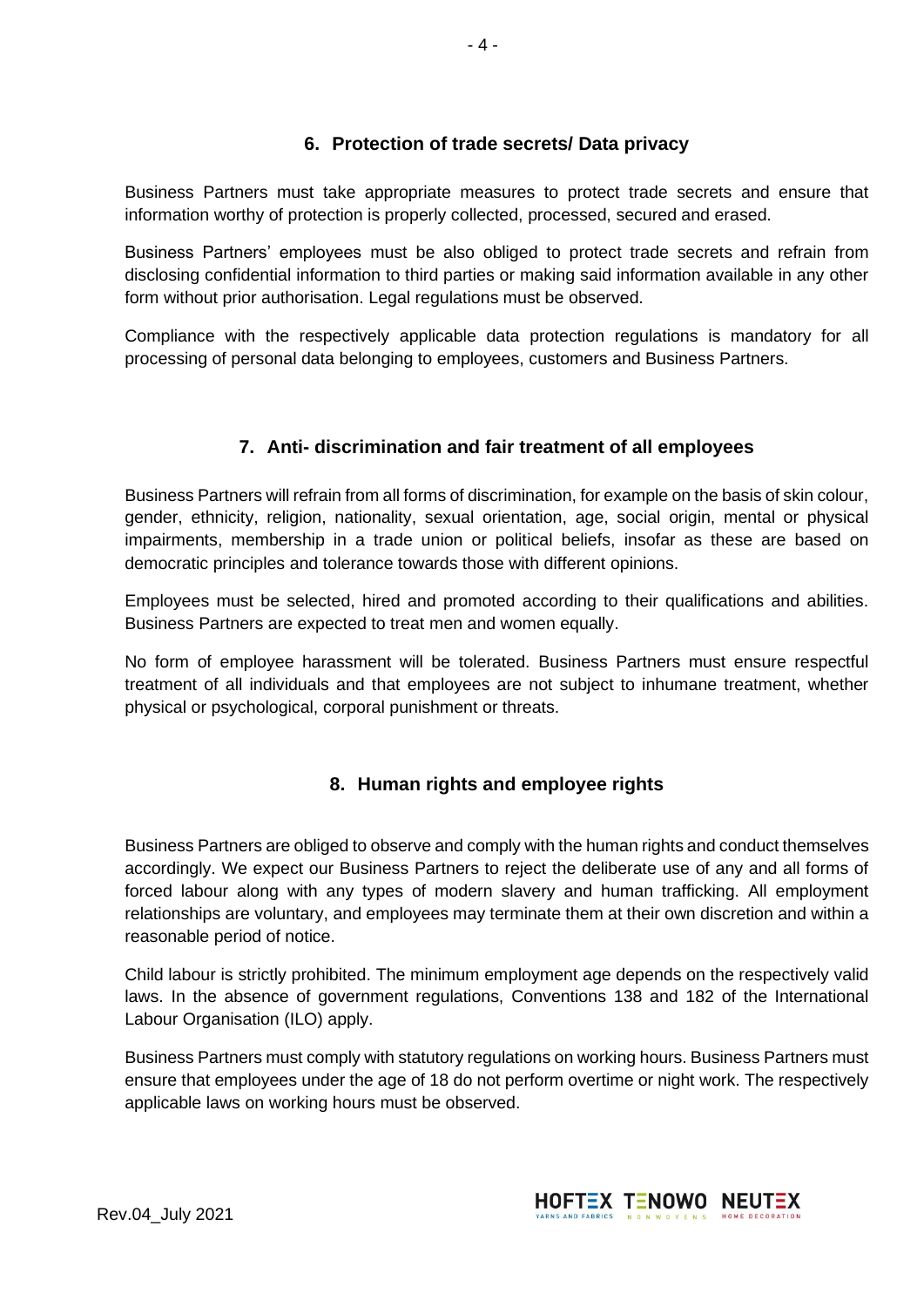## 6. Protection of trade secrets/ Data privacy

Business Partners must take appropriate measures to protect trade secrets and ensure that information worthy of protection is properly collected, processed, secured and erased.

Business Partners' employees must be also obliged to protect trade secrets and refrain from disclosing confidential information to third parties or making said information available in any other form without prior authorisation. Legal regulations must be observed.

Compliance with the respectively applicable data protection regulations is mandatory for all processing of personal data belonging to employees, customers and Business Partners.

## 7. Anti- discrimination and fair treatment of all employees

Business Partners will refrain from all forms of discrimination, for example on the basis of skin colour, gender, ethnicity, religion, nationality, sexual orientation, age, social origin, mental or physical impairments, membership in a trade union or political beliefs, insofar as these are based on democratic principles and tolerance towards those with different opinions.

Employees must be selected, hired and promoted according to their qualifications and abilities. Business Partners are expected to treat men and women equally.

No form of employee harassment will be tolerated. Business Partners must ensure respectful treatment of all individuals and that employees are not subject to inhumane treatment, whether physical or psychological, corporal punishment or threats.

## 8. Human rights and employee rights

Business Partners are obliged to observe and comply with the human rights and conduct themselves accordingly. We expect our Business Partners to reject the deliberate use of any and all forms of forced labour along with any types of modern slavery and human trafficking. All employment relationships are voluntary, and employees may terminate them at their own discretion and within a reasonable period of notice.

Child labour is strictly prohibited. The minimum employment age depends on the respectively valid laws. In the absence of government regulations, Conventions 138 and 182 of the International Labour Organisation (ILO) apply.

Business Partners must comply with statutory regulations on working hours. Business Partners must ensure that employees under the age of 18 do not perform overtime or night work. The respectively applicable laws on working hours must be observed.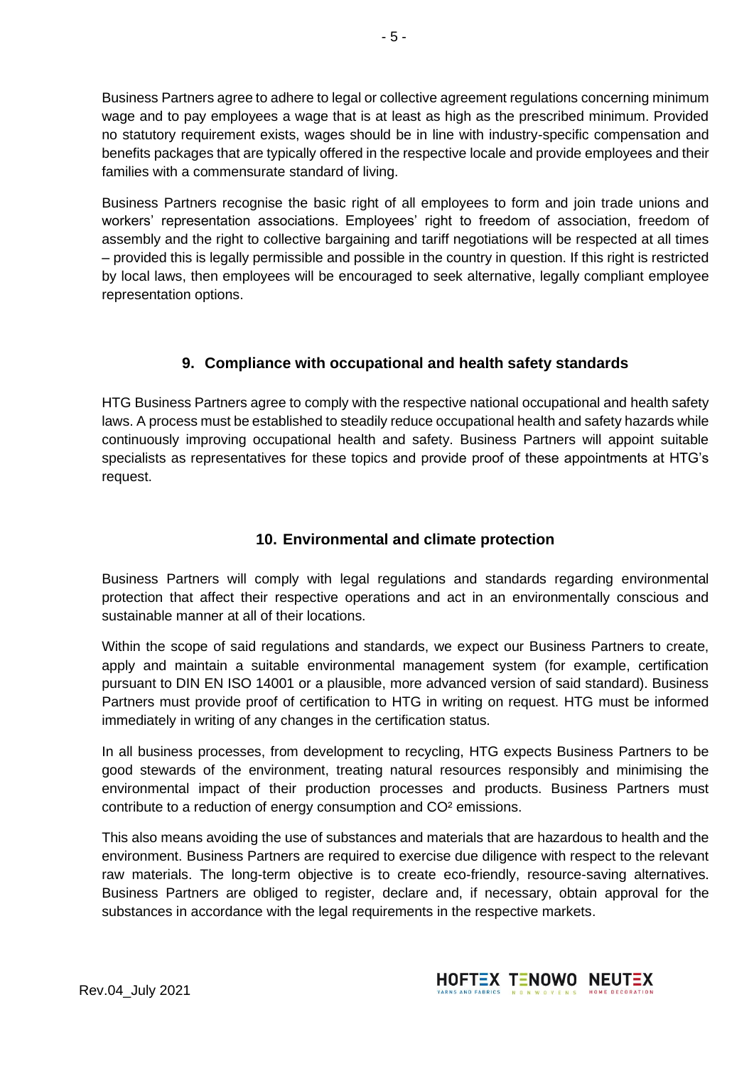Business Partners agree to adhere to legal or collective agreement regulations concerning minimum wage and to pay employees a wage that is at least as high as the prescribed minimum. Provided no statutory requirement exists, wages should be in line with industry-specific compensation and benefits packages that are typically offered in the respective locale and provide employees and their families with a commensurate standard of living.

Business Partners recognise the basic right of all employees to form and join trade unions and workers' representation associations. Employees' right to freedom of association, freedom of assembly and the right to collective bargaining and tariff negotiations will be respected at all times – provided this is legally permissible and possible in the country in question. If this right is restricted by local laws, then employees will be encouraged to seek alternative, legally compliant employee representation options.

## 9. Compliance with occupational and health safety standards

HTG Business Partners agree to comply with the respective national occupational and health safety laws. A process must be established to steadily reduce occupational health and safety hazards while continuously improving occupational health and safety. Business Partners will appoint suitable specialists as representatives for these topics and provide proof of these appointments at HTG's request.

## 10. Environmental and climate protection

Business Partners will comply with legal regulations and standards regarding environmental protection that affect their respective operations and act in an environmentally conscious and sustainable manner at all of their locations.

Within the scope of said regulations and standards, we expect our Business Partners to create, apply and maintain a suitable environmental management system (for example, certification pursuant to DIN EN ISO 14001 or a plausible, more advanced version of said standard). Business Partners must provide proof of certification to HTG in writing on request. HTG must be informed immediately in writing of any changes in the certification status.

In all business processes, from development to recycling, HTG expects Business Partners to be good stewards of the environment, treating natural resources responsibly and minimising the environmental impact of their production processes and products. Business Partners must contribute to a reduction of energy consumption and $CO^2$ emissions.

This also means avoiding the use of substances and materials that are hazardous to health and the environment. Business Partners are required to exercise due diligence with respect to the relevant raw materials. The long-term objective is to create eco-friendly, resource-saving alternatives. Business Partners are obliged to register, declare and, if necessary, obtain approval for the substances in accordance with the legal requirements in the respective markets.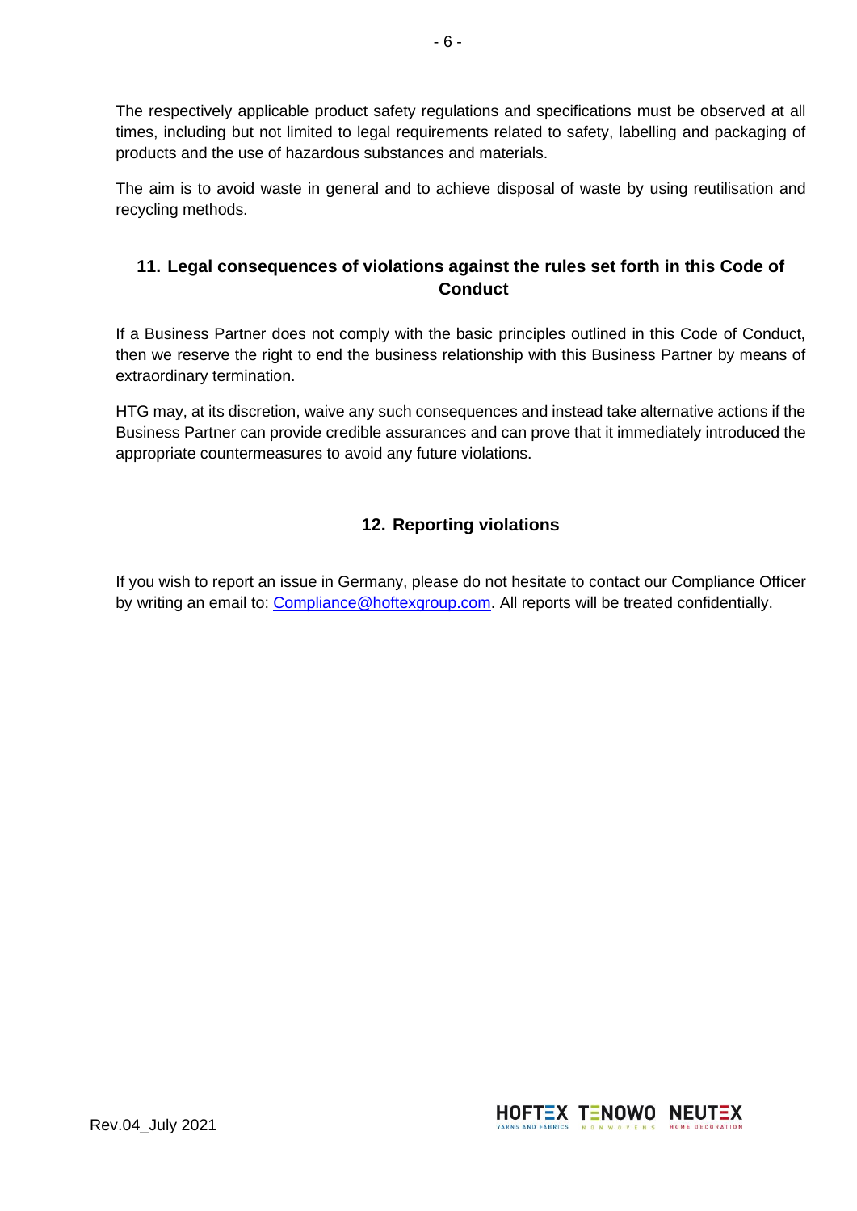The respectively applicable product safety regulations and specifications must be observed at all times, including but not limited to legal requirements related to safety, labelling and packaging of products and the use of hazardous substances and materials.

The aim is to avoid waste in general and to achieve disposal of waste by using reutilisation and recycling methods.

## 11. Legal consequences of violations against the rules set forth in this Code of Conduct

If a Business Partner does not comply with the basic principles outlined in this Code of Conduct, then we reserve the right to end the business relationship with this Business Partner by means of extraordinary termination.

HTG may, at its discretion, waive any such consequences and instead take alternative actions if the Business Partner can provide credible assurances and can prove that it immediately introduced the appropriate countermeasures to avoid any future violations.

## 12. Reporting violations

If you wish to report an issue in Germany, please do not hesitate to contact our Compliance Officer by writing an email to: Compliance@hoftexgroup.com. All reports will be treated confidentially.